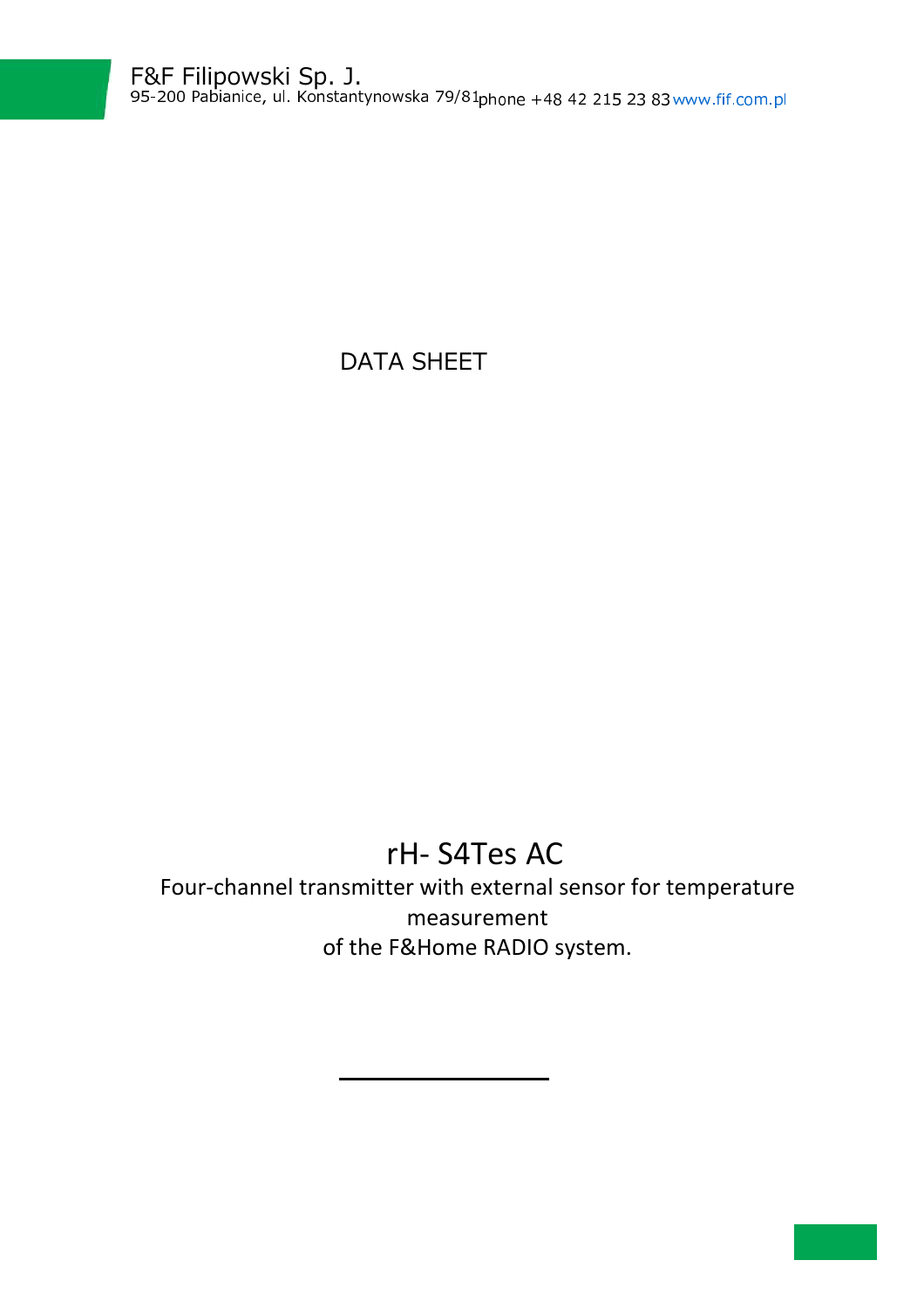F&F Filipowski Sp. J.
95-200 Pabianice, ul. Konstantynowska 79/81 phone +48 42 215 23 83 www.fif.com.pl

DATA SHEET

# rH- S4Tes AC

Four-channel transmitter with external sensor for temperature measurement
of the F&Home RADIO system.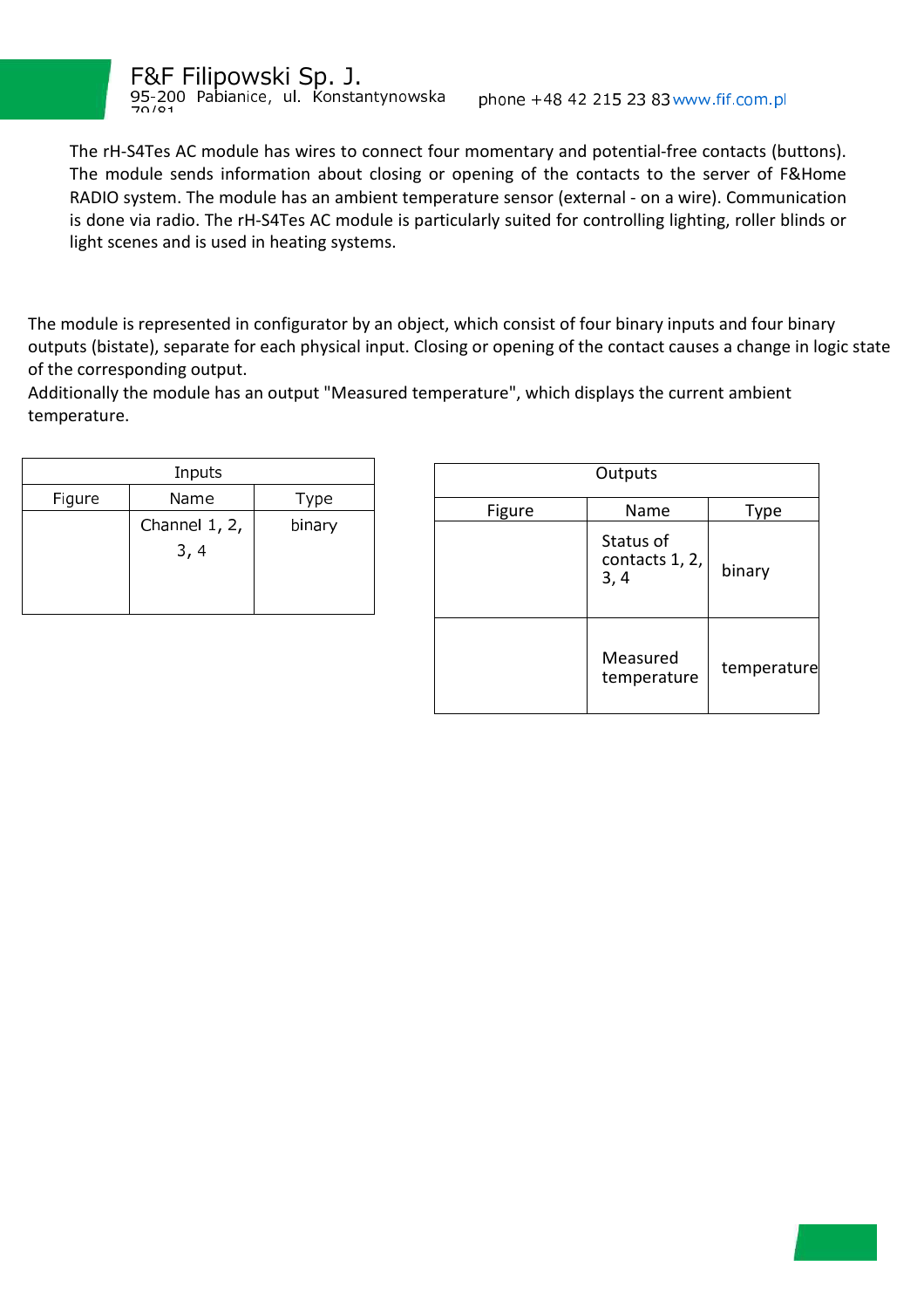The rH-S4Tes AC module has wires to connect four momentary and potential-free contacts (buttons). The module sends information about closing or opening of the contacts to the server of F&Home RADIO system. The module has an ambient temperature sensor (external - on a wire). Communication is done via radio. The rH-S4Tes AC module is particularly suited for controlling lighting, roller blinds or light scenes and is used in heating systems.

The module is represented in configurator by an object, which consist of four binary inputs and four binary outputs (bistate), separate for each physical input. Closing or opening of the contact causes a change in logic state of the corresponding output.
Additionally the module has an output "Measured temperature", which displays the current ambient temperature.

| Inputs | | |
|---|---|---|
| Figure | Name | Type |
| | Channel 1, 2, 3, 4 | binary |

| Outputs | | |
|---|---|---|
| Figure | Name | Type |
| | Status of contacts 1, 2, 3, 4 | binary |
| | Measured temperature | temperature |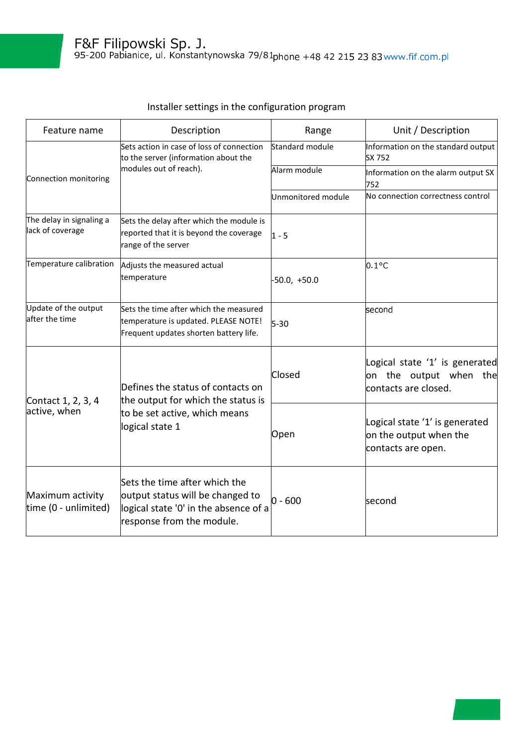Installer settings in the configuration program

| Feature name | Description | Range | Unit / Description |
| --- | --- | --- | --- |
| Connection monitoring | Sets action in case of loss of connection to the server (information about the modules out of reach). | Standard module | Information on the standard output SX 752 |
| | | Alarm module | Information on the alarm output SX 752 |
| | | Unmonitored module | No connection correctness control |
| The delay in signaling a lack of coverage | Sets the delay after which the module is reported that it is beyond the coverage range of the server | 1 - 5 | |
| Temperature calibration | Adjusts the measured actual temperature | -50.0, +50.0 | 0.1°C |
| Update of the output after the time | Sets the time after which the measured temperature is updated. PLEASE NOTE! Frequent updates shorten battery life. | 5-30 | second |
| Contact 1, 2, 3, 4 active, when | Defines the status of contacts on the output for which the status is to be set active, which means logical state 1 | Closed | Logical state '1' is generated on the output when the contacts are closed. |
| | | Open | Logical state '1' is generated on the output when the contacts are open. |
| Maximum activity time (0 - unlimited) | Sets the time after which the output status will be changed to logical state '0' in the absence of a response from the module. | 0 - 600 | second |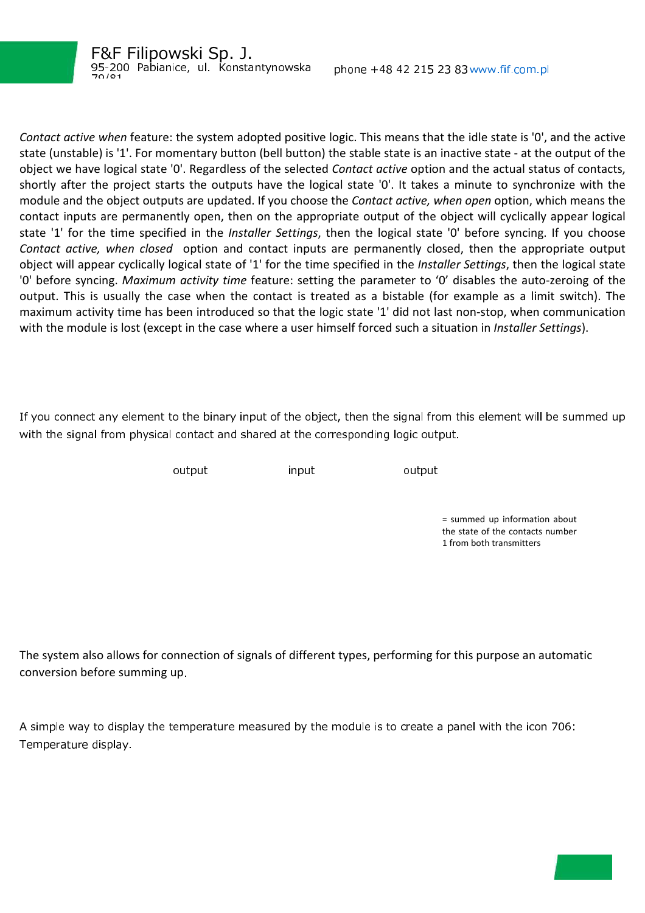*Contact active when* feature: the system adopted positive logic. This means that the idle state is '0', and the active state (unstable) is '1'. For momentary button (bell button) the stable state is an inactive state - at the output of the object we have logical state '0'. Regardless of the selected *Contact active* option and the actual status of contacts, shortly after the project starts the outputs have the logical state '0'. It takes a minute to synchronize with the module and the object outputs are updated. If you choose the *Contact active, when open* option, which means the contact inputs are permanently open, then on the appropriate output of the object will cyclically appear logical state '1' for the time specified in the *Installer Settings*, then the logical state '0' before syncing. If you choose *Contact active, when closed* option and contact inputs are permanently closed, then the appropriate output object will appear cyclically logical state of '1' for the time specified in the *Installer Settings*, then the logical state '0' before syncing. *Maximum activity time* feature: setting the parameter to '0' disables the auto-zeroing of the output. This is usually the case when the contact is treated as a bistable (for example as a limit switch). The maximum activity time has been introduced so that the logic state '1' did not last non-stop, when communication with the module is lost (except in the case where a user himself forced such a situation in *Installer Settings*).

If you connect any element to the binary input of the object, then the signal from this element will be summed up with the signal from physical contact and shared at the corresponding logic output.

output input output

= summed up information about the state of the contacts number 1 from both transmitters

The system also allows for connection of signals of different types, performing for this purpose an automatic conversion before summing up.

A simple way to display the temperature measured by the module is to create a panel with the icon 706: Temperature display.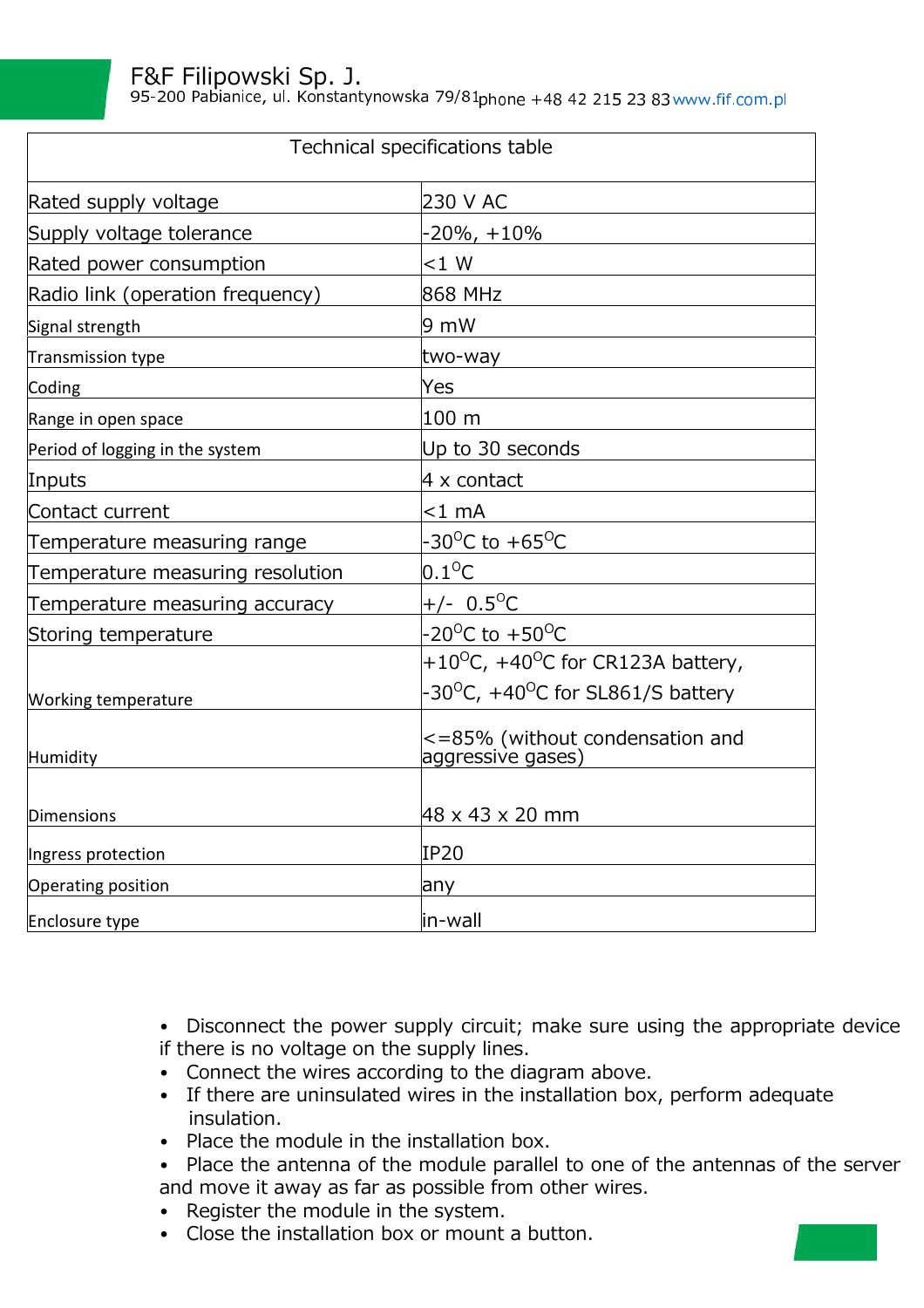| Technical specifications table | |
|---|---|
| Rated supply voltage | 230 V AC |
| Supply voltage tolerance | -20%, +10% |
| Rated power consumption | <1 W |
| Radio link (operation frequency) | 868 MHz |
| Signal strength | 9 mW |
| Transmission type | two-way |
| Coding | Yes |
| Range in open space | 100 m |
| Period of logging in the system | Up to 30 seconds |
| Inputs | 4 x contact |
| Contact current | <1 mA |
| Temperature measuring range | -30°C to +65°C |
| Temperature measuring resolution | 0.1°C |
| Temperature measuring accuracy | +/- 0.5°C |
| Storing temperature | -20°C to +50°C |
| Working temperature | +10°C, +40°C for CR123A battery, -30°C, +40°C for SL861/S battery |
| Humidity | <=85% (without condensation and aggressive gases) |
| Dimensions | 48 x 43 x 20 mm |
| Ingress protection | IP20 |
| Operating position | any |
| Enclosure type | in-wall |

- Disconnect the power supply circuit; make sure using the appropriate device if there is no voltage on the supply lines.
- Connect the wires according to the diagram above.
- If there are uninsulated wires in the installation box, perform adequate insulation.
- Place the module in the installation box.
- Place the antenna of the module parallel to one of the antennas of the server and move it away as far as possible from other wires.
- Register the module in the system.
- Close the installation box or mount a button.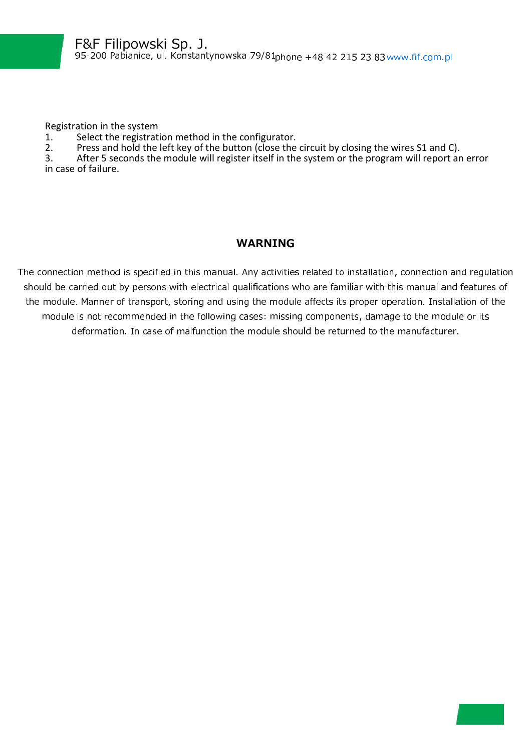Registration in the system

1. Select the registration method in the configurator.
2. Press and hold the left key of the button (close the circuit by closing the wires S1 and C).
3. After 5 seconds the module will register itself in the system or the program will report an error in case of failure.

## WARNING

The connection method is specified in this manual. Any activities related to installation, connection and regulation should be carried out by persons with electrical qualifications who are familiar with this manual and features of the module. Manner of transport, storing and using the module affects its proper operation. Installation of the module is not recommended in the following cases: missing components, damage to the module or its deformation. In case of malfunction the module should be returned to the manufacturer.